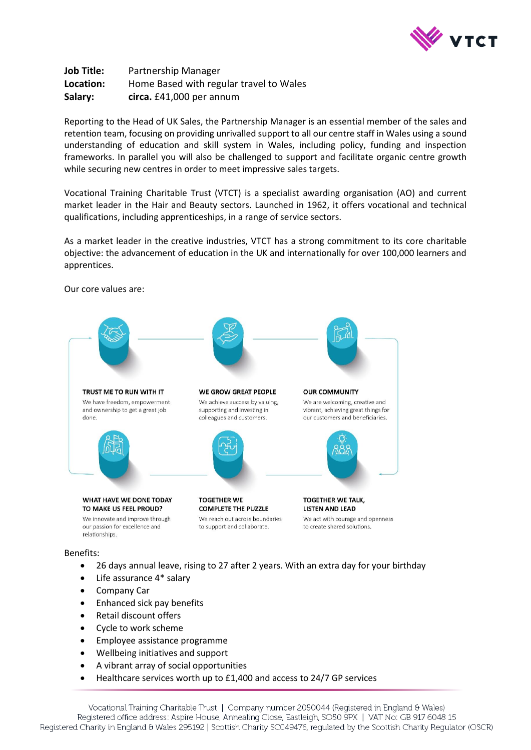**Job Title:** Partnership Manager
**Location:** Home Based with regular travel to Wales
**Salary:** **circa.** £41,000 per annum

Reporting to the Head of UK Sales, the Partnership Manager is an essential member of the sales and retention team, focusing on providing unrivalled support to all our centre staff in Wales using a sound understanding of education and skill system in Wales, including policy, funding and inspection frameworks. In parallel you will also be challenged to support and facilitate organic centre growth while securing new centres in order to meet impressive sales targets.

Vocational Training Charitable Trust (VTCT) is a specialist awarding organisation (AO) and current market leader in the Hair and Beauty sectors. Launched in 1962, it offers vocational and technical qualifications, including apprenticeships, in a range of service sectors.

As a market leader in the creative industries, VTCT has a strong commitment to its core charitable objective: the advancement of education in the UK and internationally for over 100,000 learners and apprentices.

Our core values are:

**TRUST ME TO RUN WITH IT**
We have freedom, empowerment and ownership to get a great job done.

**WE GROW GREAT PEOPLE**
We achieve success by valuing, supporting and investing in colleagues and customers.

**OUR COMMUNITY**
We are welcoming, creative and vibrant, achieving great things for our customers and beneficiaries.

**WHAT HAVE WE DONE TODAY TO MAKE US FEEL PROUD?**
We innovate and improve through our passion for excellence and relationships.

**TOGETHER WE COMPLETE THE PUZZLE**
We reach out across boundaries to support and collaborate.

**TOGETHER WE TALK, LISTEN AND LEAD**
We act with courage and openness to create shared solutions.

Benefits:

- 26 days annual leave, rising to 27 after 2 years. With an extra day for your birthday
- Life assurance 4* salary
- Company Car
- Enhanced sick pay benefits
- Retail discount offers
- Cycle to work scheme
- Employee assistance programme
- Wellbeing initiatives and support
- A vibrant array of social opportunities
- Healthcare services worth up to £1,400 and access to 24/7 GP services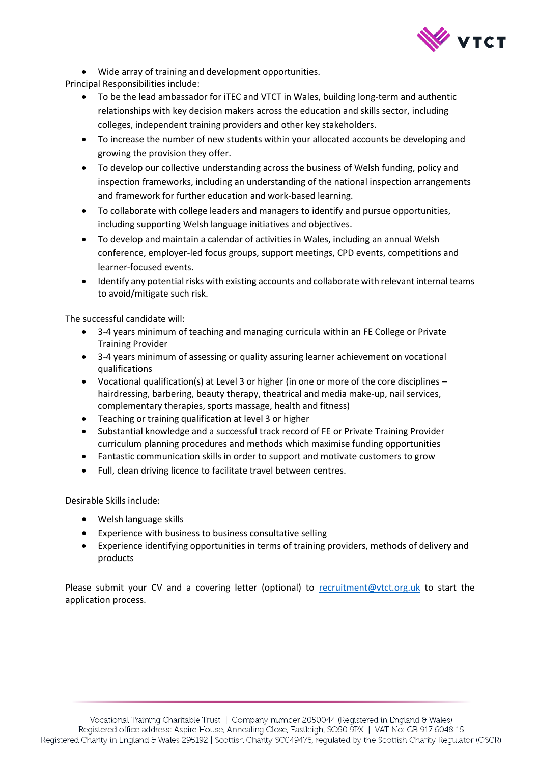- Wide array of training and development opportunities.

Principal Responsibilities include:

- To be the lead ambassador for iTEC and VTCT in Wales, building long-term and authentic relationships with key decision makers across the education and skills sector, including colleges, independent training providers and other key stakeholders.
- To increase the number of new students within your allocated accounts be developing and growing the provision they offer.
- To develop our collective understanding across the business of Welsh funding, policy and inspection frameworks, including an understanding of the national inspection arrangements and framework for further education and work-based learning.
- To collaborate with college leaders and managers to identify and pursue opportunities, including supporting Welsh language initiatives and objectives.
- To develop and maintain a calendar of activities in Wales, including an annual Welsh conference, employer-led focus groups, support meetings, CPD events, competitions and learner-focused events.
- Identify any potential risks with existing accounts and collaborate with relevant internal teams to avoid/mitigate such risk.

The successful candidate will:

- 3-4 years minimum of teaching and managing curricula within an FE College or Private Training Provider
- 3-4 years minimum of assessing or quality assuring learner achievement on vocational qualifications
- Vocational qualification(s) at Level 3 or higher (in one or more of the core disciplines – hairdressing, barbering, beauty therapy, theatrical and media make-up, nail services, complementary therapies, sports massage, health and fitness)
- Teaching or training qualification at level 3 or higher
- Substantial knowledge and a successful track record of FE or Private Training Provider curriculum planning procedures and methods which maximise funding opportunities
- Fantastic communication skills in order to support and motivate customers to grow
- Full, clean driving licence to facilitate travel between centres.

Desirable Skills include:

- Welsh language skills
- Experience with business to business consultative selling
- Experience identifying opportunities in terms of training providers, methods of delivery and products

Please submit your CV and a covering letter (optional) to recruitment@vtct.org.uk to start the application process.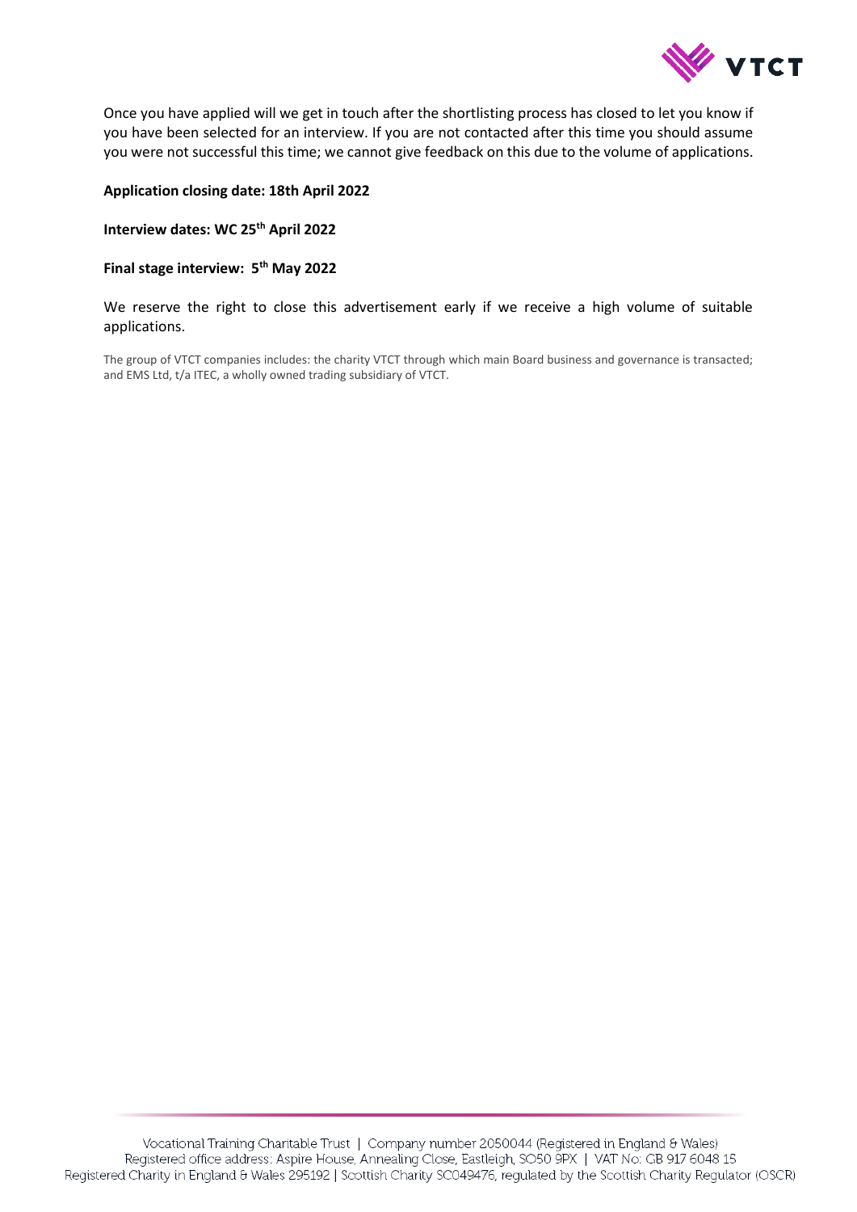Once you have applied will we get in touch after the shortlisting process has closed to let you know if you have been selected for an interview. If you are not contacted after this time you should assume you were not successful this time; we cannot give feedback on this due to the volume of applications.

**Application closing date: 18th April 2022**

**Interview dates: WC 25th April 2022**

**Final stage interview: 5th May 2022**

We reserve the right to close this advertisement early if we receive a high volume of suitable applications.

The group of VTCT companies includes: the charity VTCT through which main Board business and governance is transacted; and EMS Ltd, t/a ITEC, a wholly owned trading subsidiary of VTCT.